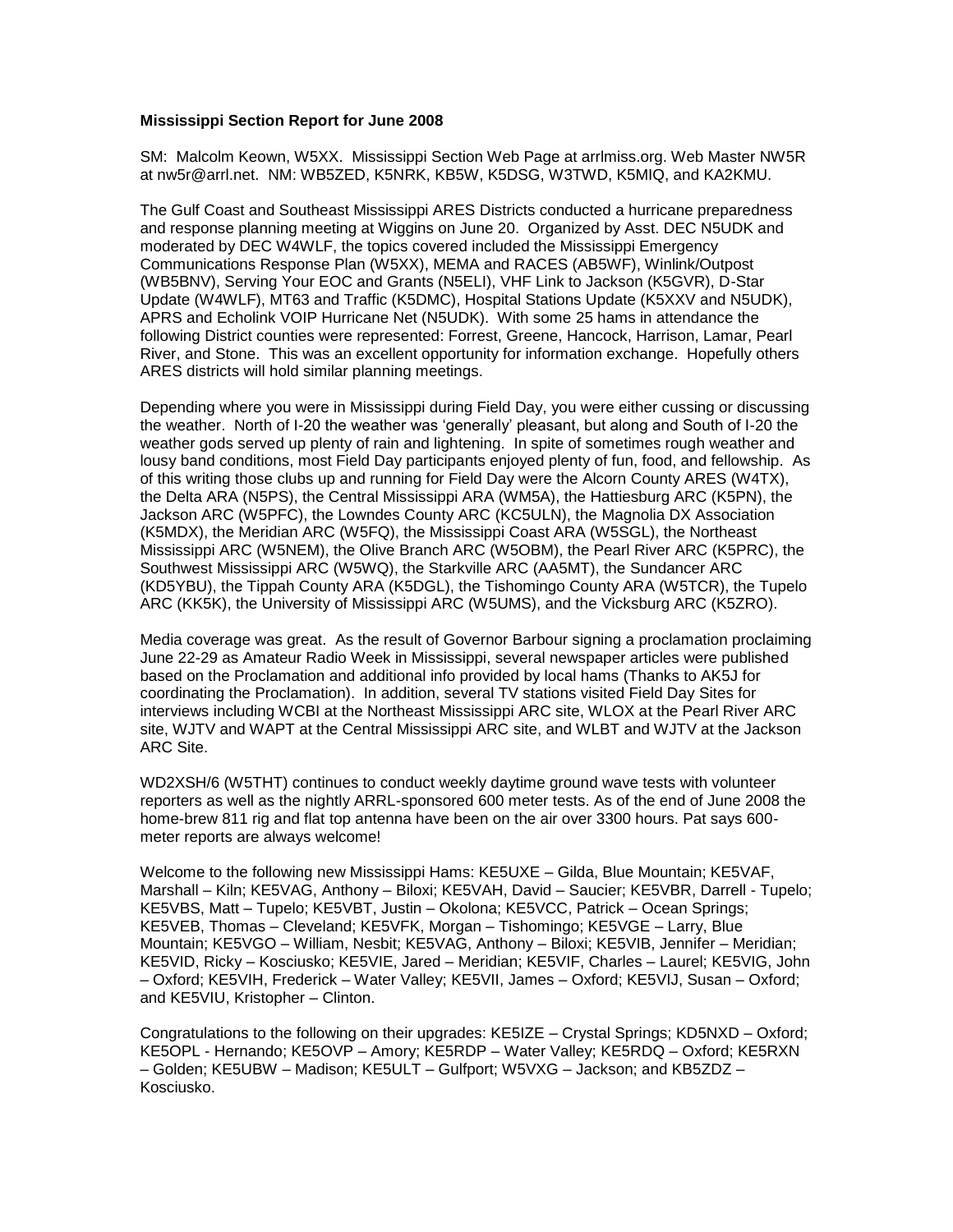**Mississippi Section Report for June 2008**

SM: Malcolm Keown, W5XX. Mississippi Section Web Page at arrlmiss.org. Web Master NW5R at nw5r@arrl.net. NM: WB5ZED, K5NRK, KB5W, K5DSG, W3TWD, K5MIQ, and KA2KMU.

The Gulf Coast and Southeast Mississippi ARES Districts conducted a hurricane preparedness and response planning meeting at Wiggins on June 20. Organized by Asst. DEC N5UDK and moderated by DEC W4WLF, the topics covered included the Mississippi Emergency Communications Response Plan (W5XX), MEMA and RACES (AB5WF), Winlink/Outpost (WB5BNV), Serving Your EOC and Grants (N5ELI), VHF Link to Jackson (K5GVR), D-Star Update (W4WLF), MT63 and Traffic (K5DMC), Hospital Stations Update (K5XXV and N5UDK), APRS and Echolink VOIP Hurricane Net (N5UDK). With some 25 hams in attendance the following District counties were represented: Forrest, Greene, Hancock, Harrison, Lamar, Pearl River, and Stone. This was an excellent opportunity for information exchange. Hopefully others ARES districts will hold similar planning meetings.

Depending where you were in Mississippi during Field Day, you were either cussing or discussing the weather. North of I-20 the weather was 'generally' pleasant, but along and South of I-20 the weather gods served up plenty of rain and lightening. In spite of sometimes rough weather and lousy band conditions, most Field Day participants enjoyed plenty of fun, food, and fellowship. As of this writing those clubs up and running for Field Day were the Alcorn County ARES (W4TX), the Delta ARA (N5PS), the Central Mississippi ARA (WM5A), the Hattiesburg ARC (K5PN), the Jackson ARC (W5PFC), the Lowndes County ARC (KC5ULN), the Magnolia DX Association (K5MDX), the Meridian ARC (W5FQ), the Mississippi Coast ARA (W5SGL), the Northeast Mississippi ARC (W5NEM), the Olive Branch ARC (W5OBM), the Pearl River ARC (K5PRC), the Southwest Mississippi ARC (W5WQ), the Starkville ARC (AA5MT), the Sundancer ARC (KD5YBU), the Tippah County ARA (K5DGL), the Tishomingo County ARA (W5TCR), the Tupelo ARC (KK5K), the University of Mississippi ARC (W5UMS), and the Vicksburg ARC (K5ZRO).

Media coverage was great. As the result of Governor Barbour signing a proclamation proclaiming June 22-29 as Amateur Radio Week in Mississippi, several newspaper articles were published based on the Proclamation and additional info provided by local hams (Thanks to AK5J for coordinating the Proclamation). In addition, several TV stations visited Field Day Sites for interviews including WCBI at the Northeast Mississippi ARC site, WLOX at the Pearl River ARC site, WJTV and WAPT at the Central Mississippi ARC site, and WLBT and WJTV at the Jackson ARC Site.

WD2XSH/6 (W5THT) continues to conduct weekly daytime ground wave tests with volunteer reporters as well as the nightly ARRL-sponsored 600 meter tests. As of the end of June 2008 the home-brew 811 rig and flat top antenna have been on the air over 3300 hours. Pat says 600-meter reports are always welcome!

Welcome to the following new Mississippi Hams: KE5UXE – Gilda, Blue Mountain; KE5VAF, Marshall – Kiln; KE5VAG, Anthony – Biloxi; KE5VAH, David – Saucier; KE5VBR, Darrell - Tupelo; KE5VBS, Matt – Tupelo; KE5VBT, Justin – Okolona; KE5VCC, Patrick – Ocean Springs; KE5VEB, Thomas – Cleveland; KE5VFK, Morgan – Tishomingo; KE5VGE – Larry, Blue Mountain; KE5VGO – William, Nesbit; KE5VAG, Anthony – Biloxi; KE5VIB, Jennifer – Meridian; KE5VID, Ricky – Kosciusko; KE5VIE, Jared – Meridian; KE5VIF, Charles – Laurel; KE5VIG, John – Oxford; KE5VIH, Frederick – Water Valley; KE5VII, James – Oxford; KE5VIJ, Susan – Oxford; and KE5VIU, Kristopher – Clinton.

Congratulations to the following on their upgrades: KE5IZE – Crystal Springs; KD5NXD – Oxford; KE5OPL - Hernando; KE5OVP – Amory; KE5RDP – Water Valley; KE5RDQ – Oxford; KE5RXN – Golden; KE5UBW – Madison; KE5ULT – Gulfport; W5VXG – Jackson; and KB5ZDZ – Kosciusko.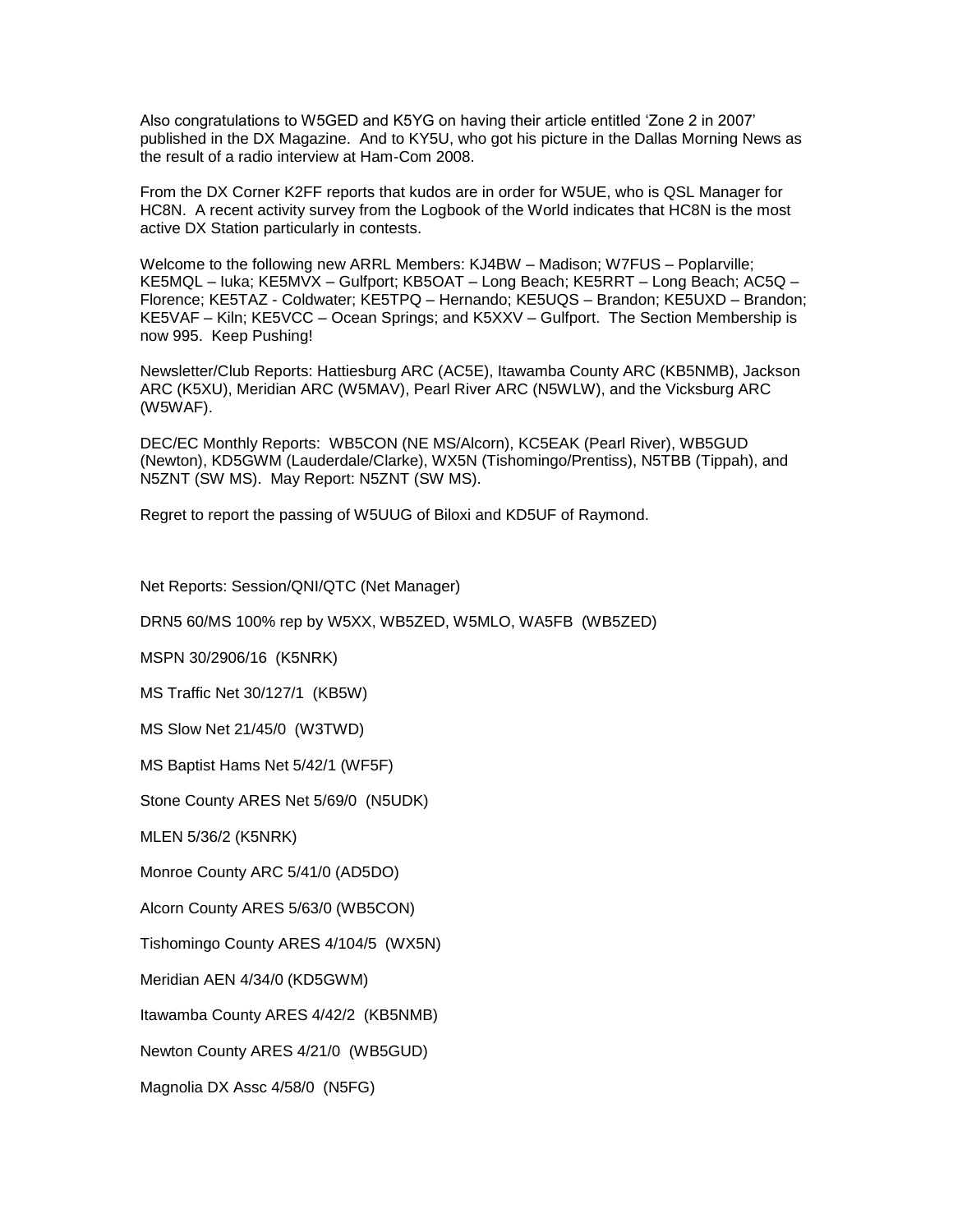Also congratulations to W5GED and K5YG on having their article entitled 'Zone 2 in 2007' published in the DX Magazine. And to KY5U, who got his picture in the Dallas Morning News as the result of a radio interview at Ham-Com 2008.

From the DX Corner K2FF reports that kudos are in order for W5UE, who is QSL Manager for HC8N. A recent activity survey from the Logbook of the World indicates that HC8N is the most active DX Station particularly in contests.

Welcome to the following new ARRL Members: KJ4BW – Madison; W7FUS – Poplarville; KE5MQL – Iuka; KE5MVX – Gulfport; KB5OAT – Long Beach; KE5RRT – Long Beach; AC5Q – Florence; KE5TAZ - Coldwater; KE5TPQ – Hernando; KE5UQS – Brandon; KE5UXD – Brandon; KE5VAF – Kiln; KE5VCC – Ocean Springs; and K5XXV – Gulfport. The Section Membership is now 995. Keep Pushing!

Newsletter/Club Reports: Hattiesburg ARC (AC5E), Itawamba County ARC (KB5NMB), Jackson ARC (K5XU), Meridian ARC (W5MAV), Pearl River ARC (N5WLW), and the Vicksburg ARC (W5WAF).

DEC/EC Monthly Reports: WB5CON (NE MS/Alcorn), KC5EAK (Pearl River), WB5GUD (Newton), KD5GWM (Lauderdale/Clarke), WX5N (Tishomingo/Prentiss), N5TBB (Tippah), and N5ZNT (SW MS). May Report: N5ZNT (SW MS).

Regret to report the passing of W5UUG of Biloxi and KD5UF of Raymond.

Net Reports: Session/QNI/QTC (Net Manager)

DRN5 60/MS 100% rep by W5XX, WB5ZED, W5MLO, WA5FB (WB5ZED)

MSPN 30/2906/16 (K5NRK)

MS Traffic Net 30/127/1 (KB5W)

MS Slow Net 21/45/0 (W3TWD)

MS Baptist Hams Net 5/42/1 (WF5F)

Stone County ARES Net 5/69/0 (N5UDK)

MLEN 5/36/2 (K5NRK)

Monroe County ARC 5/41/0 (AD5DO)

Alcorn County ARES 5/63/0 (WB5CON)

Tishomingo County ARES 4/104/5 (WX5N)

Meridian AEN 4/34/0 (KD5GWM)

Itawamba County ARES 4/42/2 (KB5NMB)

Newton County ARES 4/21/0 (WB5GUD)

Magnolia DX Assc 4/58/0 (N5FG)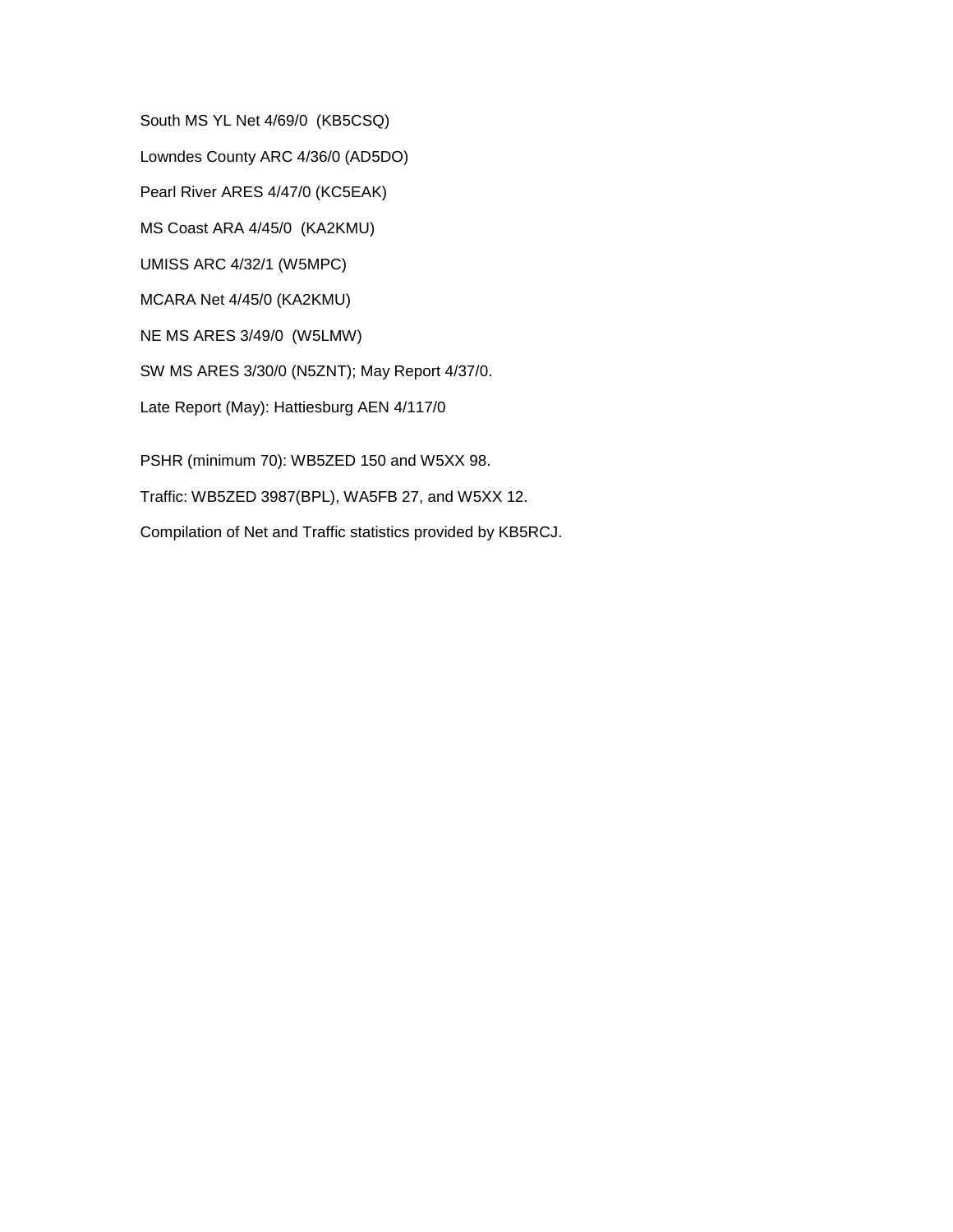South MS YL Net 4/69/0 (KB5CSQ)

Lowndes County ARC 4/36/0 (AD5DO)

Pearl River ARES 4/47/0 (KC5EAK)

MS Coast ARA 4/45/0 (KA2KMU)

UMISS ARC 4/32/1 (W5MPC)

MCARA Net 4/45/0 (KA2KMU)

NE MS ARES 3/49/0 (W5LMW)

SW MS ARES 3/30/0 (N5ZNT); May Report 4/37/0.

Late Report (May): Hattiesburg AEN 4/117/0

PSHR (minimum 70): WB5ZED 150 and W5XX 98.

Traffic: WB5ZED 3987(BPL), WA5FB 27, and W5XX 12.

Compilation of Net and Traffic statistics provided by KB5RCJ.